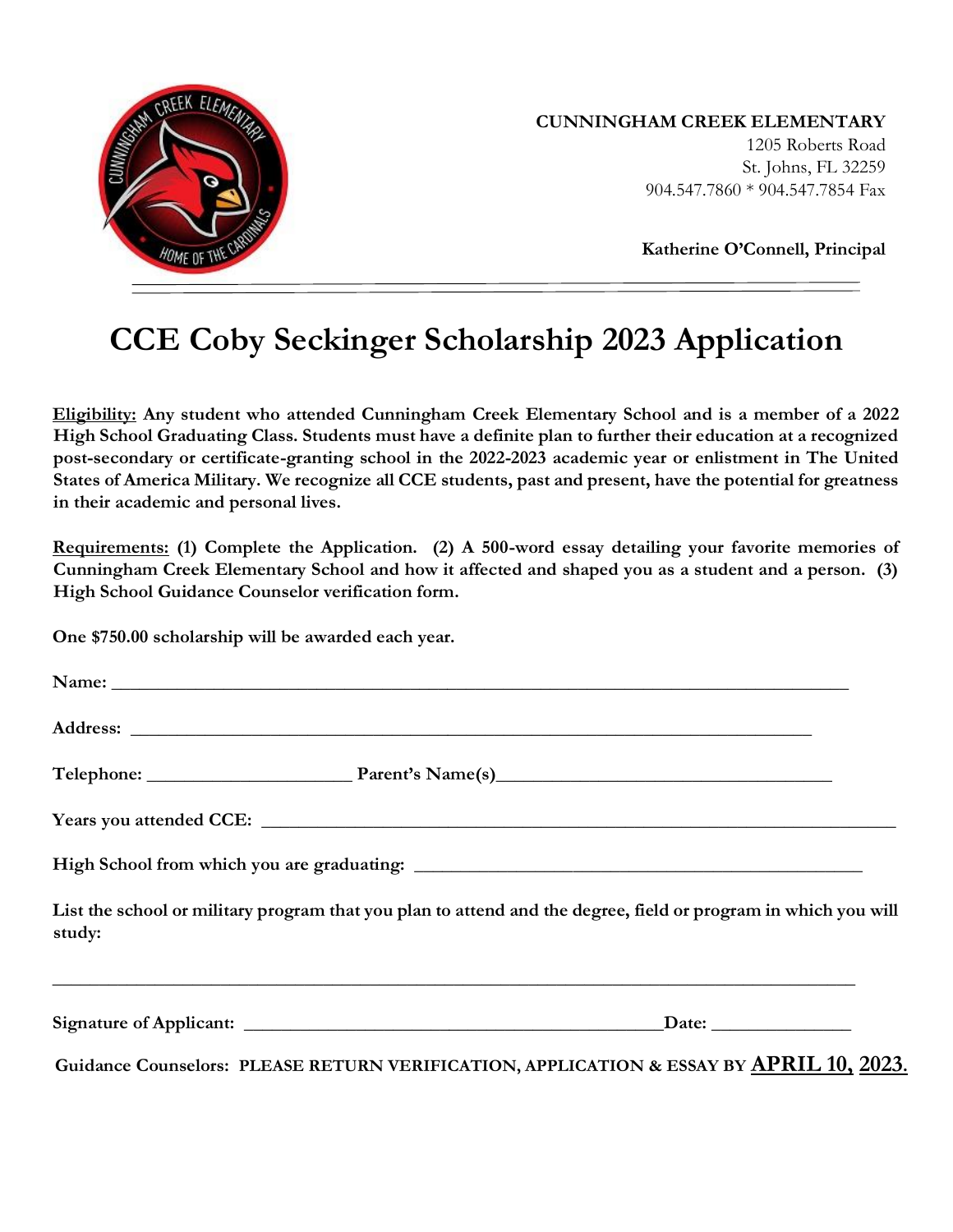**CUNNINGHAM CREEK ELEMENTARY**
1205 Roberts Road
St. Johns, FL 32259
904.547.7860 * 904.547.7854 Fax

**Katherine O'Connell, Principal**

---

# CCE Coby Seckinger Scholarship 2023 Application

**Eligibility: Any student who attended Cunningham Creek Elementary School and is a member of a 2022 High School Graduating Class. Students must have a definite plan to further their education at a recognized post-secondary or certificate-granting school in the 2022-2023 academic year or enlistment in The United States of America Military. We recognize all CCE students, past and present, have the potential for greatness in their academic and personal lives.**

**Requirements: (1) Complete the Application. (2) A 500-word essay detailing your favorite memories of Cunningham Creek Elementary School and how it affected and shaped you as a student and a person. (3) High School Guidance Counselor verification form.**

**One $750.00 scholarship will be awarded each year.**

**Name:** ______________________________________________________________________________

**Address:** ________________________________________________________________________

**Telephone:** _____________________ **Parent's Name(s)**___________________________________

**Years you attended CCE:** ___________________________________________________________________

**High School from which you are graduating:** ______________________________________________

**List the school or military program that you plan to attend and the degree, field or program in which you will study:**

_____________________________________________________________________________________

**Signature of Applicant:** _____________________________________________**Date:** ______________

**Guidance Counselors: PLEASE RETURN VERIFICATION, APPLICATION & ESSAY BY APRIL 10, 2023.**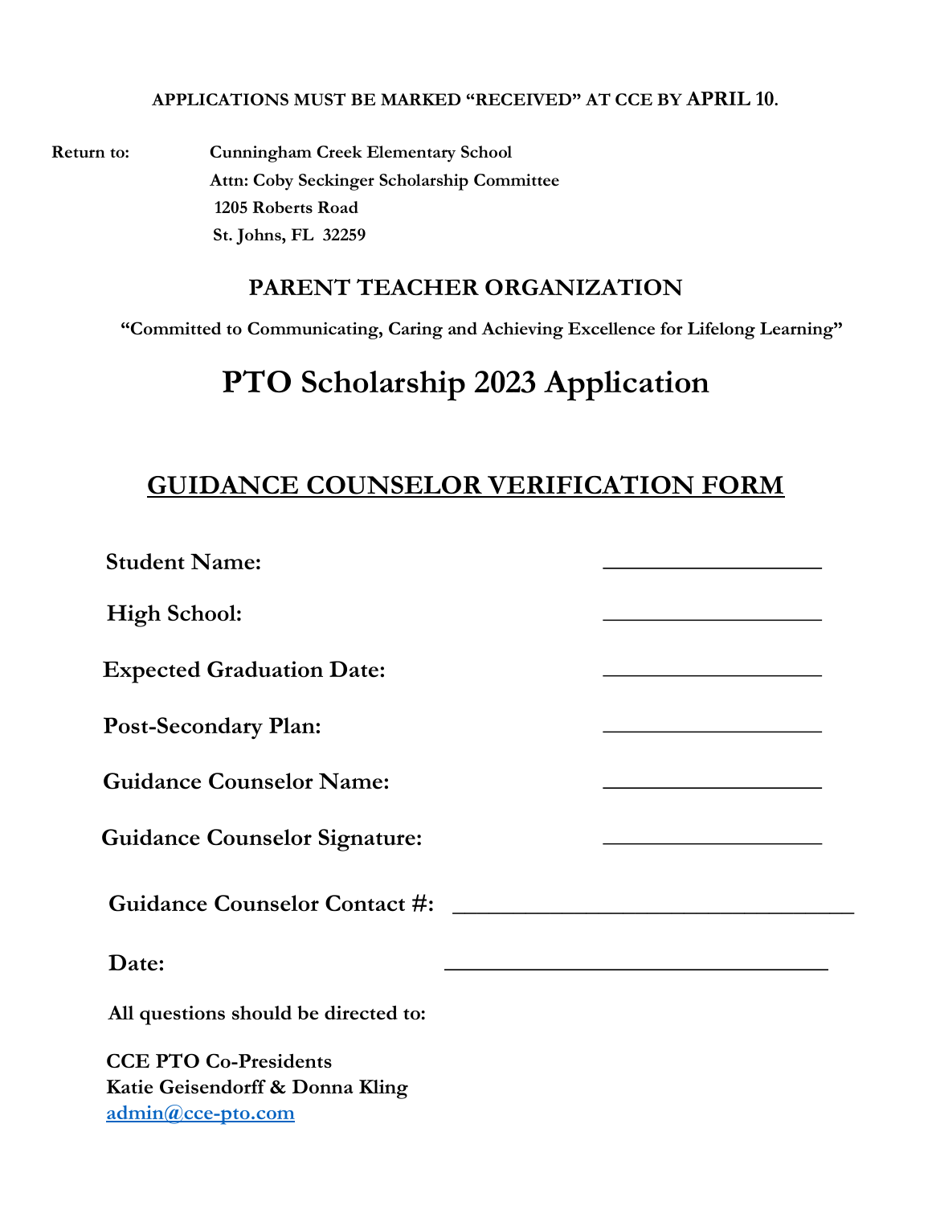**APPLICATIONS MUST BE MARKED "RECEIVED" AT CCE BY APRIL 10.**

**Return to:** **Cunningham Creek Elementary School**
**Attn: Coby Seckinger Scholarship Committee**
**1205 Roberts Road**
**St. Johns, FL 32259**

## PARENT TEACHER ORGANIZATION

**"Committed to Communicating, Caring and Achieving Excellence for Lifelong Learning"**

# PTO Scholarship 2023 Application

## GUIDANCE COUNSELOR VERIFICATION FORM

**Student Name:** ____________________

**High School:** ____________________

**Expected Graduation Date:** ____________________

**Post-Secondary Plan:** ____________________

**Guidance Counselor Name:** ____________________

**Guidance Counselor Signature:** ____________________

**Guidance Counselor Contact #:** ____________________________________

**Date:** ____________________________________

**All questions should be directed to:**

**CCE PTO Co-Presidents**
**Katie Geisendorff & Donna Kling**
[admin@cce-pto.com](mailto:admin@cce-pto.com)